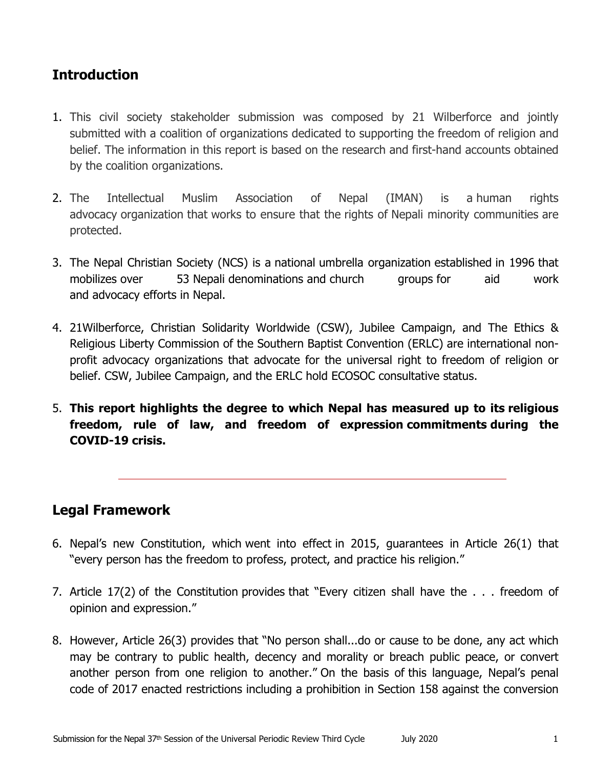## Introduction

1. This civil society stakeholder submission was composed by 21 Wilberforce and jointly submitted with a coalition of organizations dedicated to supporting the freedom of religion and belief. The information in this report is based on the research and first-hand accounts obtained by the coalition organizations.

2. The Intellectual Muslim Association of Nepal (IMAN) is a human rights advocacy organization that works to ensure that the rights of Nepali minority communities are protected.

3. The Nepal Christian Society (NCS) is a national umbrella organization established in 1996 that mobilizes over 53 Nepali denominations and church groups for aid work and advocacy efforts in Nepal.

4. 21Wilberforce, Christian Solidarity Worldwide (CSW), Jubilee Campaign, and The Ethics & Religious Liberty Commission of the Southern Baptist Convention (ERLC) are international non-profit advocacy organizations that advocate for the universal right to freedom of religion or belief. CSW, Jubilee Campaign, and the ERLC hold ECOSOC consultative status.

5. **This report highlights the degree to which Nepal has measured up to its religious freedom, rule of law, and freedom of expression commitments during the COVID-19 crisis.**

---

## Legal Framework

6. Nepal's new Constitution, which went into effect in 2015, guarantees in Article 26(1) that "every person has the freedom to profess, protect, and practice his religion."

7. Article 17(2) of the Constitution provides that "Every citizen shall have the . . . freedom of opinion and expression."

8. However, Article 26(3) provides that "No person shall...do or cause to be done, any act which may be contrary to public health, decency and morality or breach public peace, or convert another person from one religion to another." On the basis of this language, Nepal's penal code of 2017 enacted restrictions including a prohibition in Section 158 against the conversion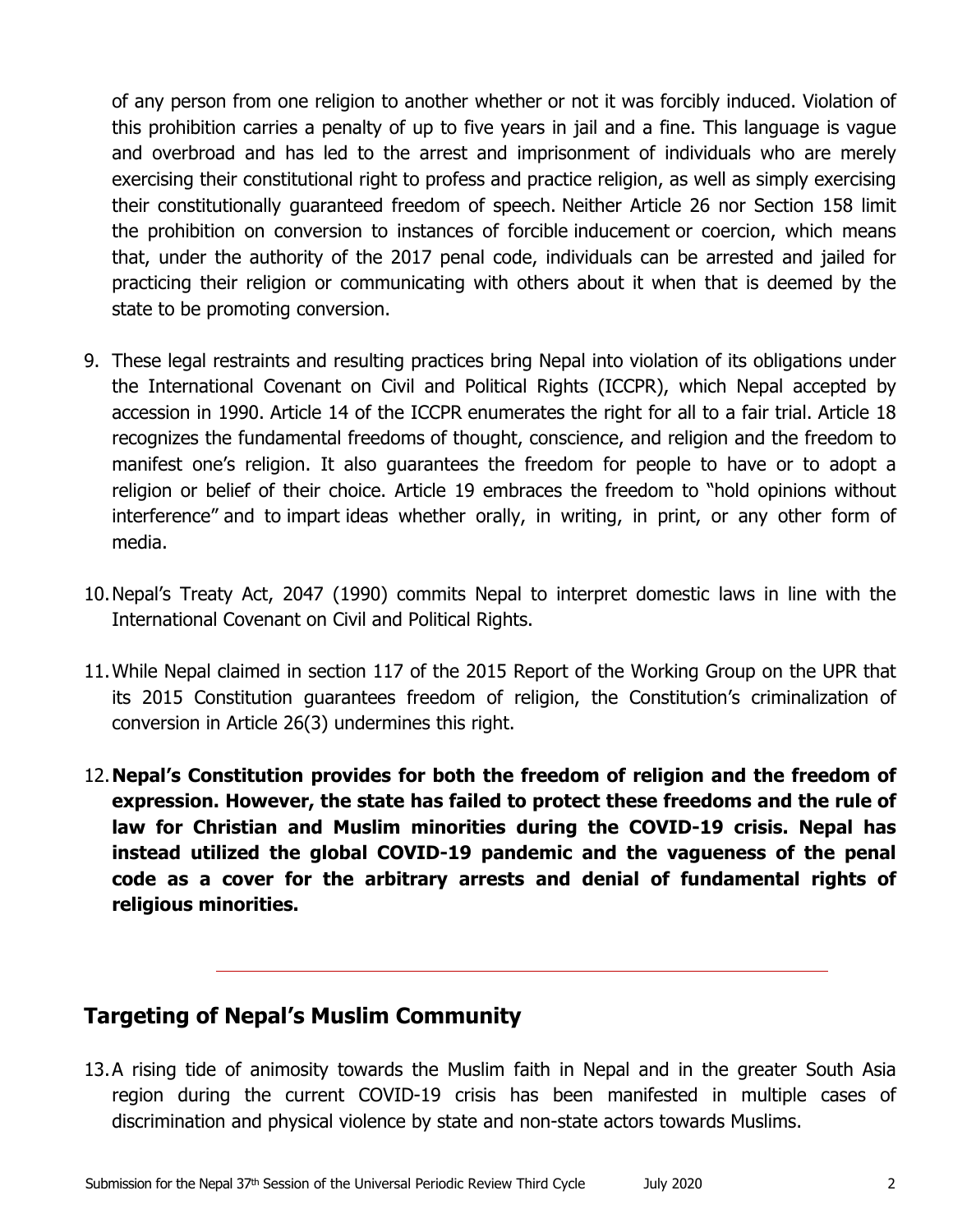of any person from one religion to another whether or not it was forcibly induced. Violation of this prohibition carries a penalty of up to five years in jail and a fine. This language is vague and overbroad and has led to the arrest and imprisonment of individuals who are merely exercising their constitutional right to profess and practice religion, as well as simply exercising their constitutionally guaranteed freedom of speech. Neither Article 26 nor Section 158 limit the prohibition on conversion to instances of forcible inducement or coercion, which means that, under the authority of the 2017 penal code, individuals can be arrested and jailed for practicing their religion or communicating with others about it when that is deemed by the state to be promoting conversion.

9. These legal restraints and resulting practices bring Nepal into violation of its obligations under the International Covenant on Civil and Political Rights (ICCPR), which Nepal accepted by accession in 1990. Article 14 of the ICCPR enumerates the right for all to a fair trial. Article 18 recognizes the fundamental freedoms of thought, conscience, and religion and the freedom to manifest one's religion. It also guarantees the freedom for people to have or to adopt a religion or belief of their choice. Article 19 embraces the freedom to "hold opinions without interference" and to impart ideas whether orally, in writing, in print, or any other form of media.

10. Nepal's Treaty Act, 2047 (1990) commits Nepal to interpret domestic laws in line with the International Covenant on Civil and Political Rights.

11. While Nepal claimed in section 117 of the 2015 Report of the Working Group on the UPR that its 2015 Constitution guarantees freedom of religion, the Constitution's criminalization of conversion in Article 26(3) undermines this right.

12. **Nepal's Constitution provides for both the freedom of religion and the freedom of expression. However, the state has failed to protect these freedoms and the rule of law for Christian and Muslim minorities during the COVID-19 crisis. Nepal has instead utilized the global COVID-19 pandemic and the vagueness of the penal code as a cover for the arbitrary arrests and denial of fundamental rights of religious minorities.**

---

## Targeting of Nepal's Muslim Community

13. A rising tide of animosity towards the Muslim faith in Nepal and in the greater South Asia region during the current COVID-19 crisis has been manifested in multiple cases of discrimination and physical violence by state and non-state actors towards Muslims.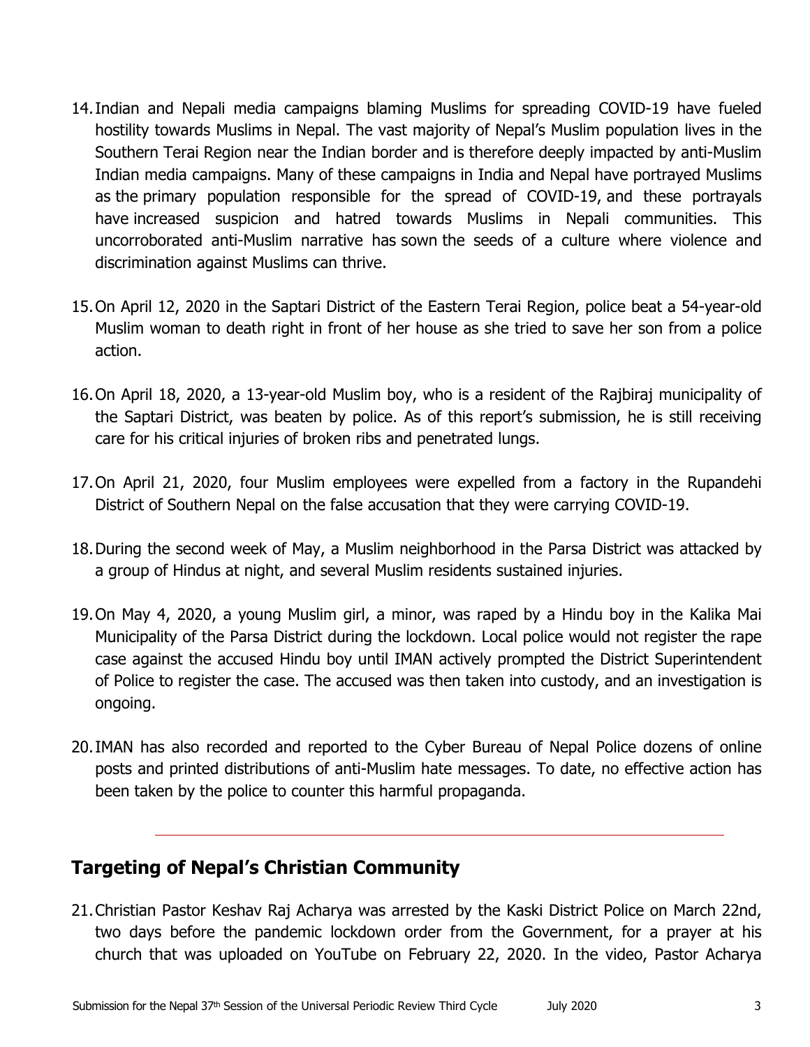14. Indian and Nepali media campaigns blaming Muslims for spreading COVID-19 have fueled hostility towards Muslims in Nepal. The vast majority of Nepal's Muslim population lives in the Southern Terai Region near the Indian border and is therefore deeply impacted by anti-Muslim Indian media campaigns. Many of these campaigns in India and Nepal have portrayed Muslims as the primary population responsible for the spread of COVID-19, and these portrayals have increased suspicion and hatred towards Muslims in Nepali communities. This uncorroborated anti-Muslim narrative has sown the seeds of a culture where violence and discrimination against Muslims can thrive.

15. On April 12, 2020 in the Saptari District of the Eastern Terai Region, police beat a 54-year-old Muslim woman to death right in front of her house as she tried to save her son from a police action.

16. On April 18, 2020, a 13-year-old Muslim boy, who is a resident of the Rajbiraj municipality of the Saptari District, was beaten by police. As of this report's submission, he is still receiving care for his critical injuries of broken ribs and penetrated lungs.

17. On April 21, 2020, four Muslim employees were expelled from a factory in the Rupandehi District of Southern Nepal on the false accusation that they were carrying COVID-19.

18. During the second week of May, a Muslim neighborhood in the Parsa District was attacked by a group of Hindus at night, and several Muslim residents sustained injuries.

19. On May 4, 2020, a young Muslim girl, a minor, was raped by a Hindu boy in the Kalika Mai Municipality of the Parsa District during the lockdown. Local police would not register the rape case against the accused Hindu boy until IMAN actively prompted the District Superintendent of Police to register the case. The accused was then taken into custody, and an investigation is ongoing.

20. IMAN has also recorded and reported to the Cyber Bureau of Nepal Police dozens of online posts and printed distributions of anti-Muslim hate messages. To date, no effective action has been taken by the police to counter this harmful propaganda.

---

## Targeting of Nepal's Christian Community

21. Christian Pastor Keshav Raj Acharya was arrested by the Kaski District Police on March 22nd, two days before the pandemic lockdown order from the Government, for a prayer at his church that was uploaded on YouTube on February 22, 2020. In the video, Pastor Acharya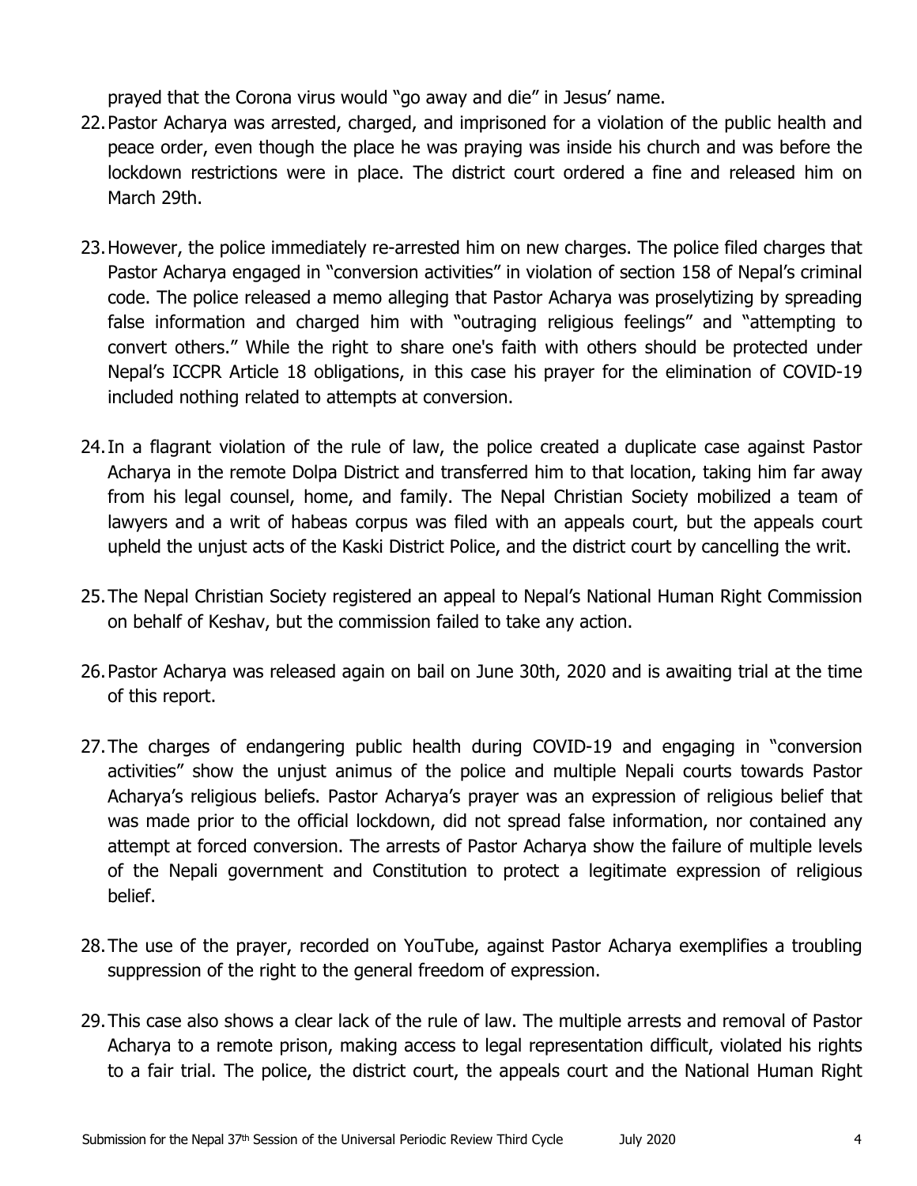prayed that the Corona virus would "go away and die" in Jesus' name.

22. Pastor Acharya was arrested, charged, and imprisoned for a violation of the public health and peace order, even though the place he was praying was inside his church and was before the lockdown restrictions were in place. The district court ordered a fine and released him on March 29th.

23. However, the police immediately re-arrested him on new charges. The police filed charges that Pastor Acharya engaged in "conversion activities" in violation of section 158 of Nepal's criminal code. The police released a memo alleging that Pastor Acharya was proselytizing by spreading false information and charged him with "outraging religious feelings" and "attempting to convert others." While the right to share one's faith with others should be protected under Nepal's ICCPR Article 18 obligations, in this case his prayer for the elimination of COVID-19 included nothing related to attempts at conversion.

24. In a flagrant violation of the rule of law, the police created a duplicate case against Pastor Acharya in the remote Dolpa District and transferred him to that location, taking him far away from his legal counsel, home, and family. The Nepal Christian Society mobilized a team of lawyers and a writ of habeas corpus was filed with an appeals court, but the appeals court upheld the unjust acts of the Kaski District Police, and the district court by cancelling the writ.

25. The Nepal Christian Society registered an appeal to Nepal's National Human Right Commission on behalf of Keshav, but the commission failed to take any action.

26. Pastor Acharya was released again on bail on June 30th, 2020 and is awaiting trial at the time of this report.

27. The charges of endangering public health during COVID-19 and engaging in "conversion activities" show the unjust animus of the police and multiple Nepali courts towards Pastor Acharya's religious beliefs. Pastor Acharya's prayer was an expression of religious belief that was made prior to the official lockdown, did not spread false information, nor contained any attempt at forced conversion. The arrests of Pastor Acharya show the failure of multiple levels of the Nepali government and Constitution to protect a legitimate expression of religious belief.

28. The use of the prayer, recorded on YouTube, against Pastor Acharya exemplifies a troubling suppression of the right to the general freedom of expression.

29. This case also shows a clear lack of the rule of law. The multiple arrests and removal of Pastor Acharya to a remote prison, making access to legal representation difficult, violated his rights to a fair trial. The police, the district court, the appeals court and the National Human Right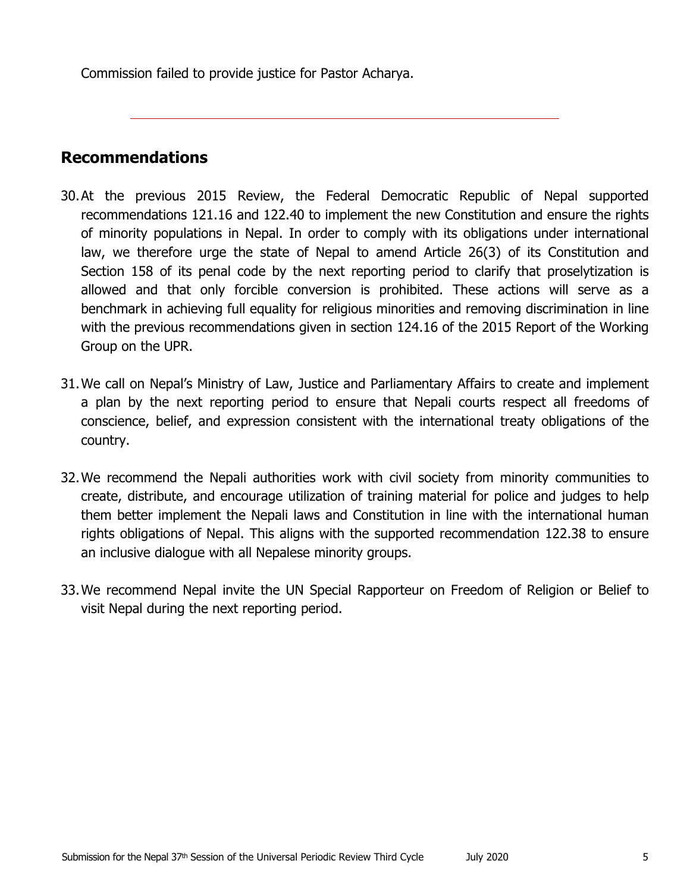Commission failed to provide justice for Pastor Acharya.

---

## Recommendations

30. At the previous 2015 Review, the Federal Democratic Republic of Nepal supported recommendations 121.16 and 122.40 to implement the new Constitution and ensure the rights of minority populations in Nepal. In order to comply with its obligations under international law, we therefore urge the state of Nepal to amend Article 26(3) of its Constitution and Section 158 of its penal code by the next reporting period to clarify that proselytization is allowed and that only forcible conversion is prohibited. These actions will serve as a benchmark in achieving full equality for religious minorities and removing discrimination in line with the previous recommendations given in section 124.16 of the 2015 Report of the Working Group on the UPR.

31. We call on Nepal's Ministry of Law, Justice and Parliamentary Affairs to create and implement a plan by the next reporting period to ensure that Nepali courts respect all freedoms of conscience, belief, and expression consistent with the international treaty obligations of the country.

32. We recommend the Nepali authorities work with civil society from minority communities to create, distribute, and encourage utilization of training material for police and judges to help them better implement the Nepali laws and Constitution in line with the international human rights obligations of Nepal. This aligns with the supported recommendation 122.38 to ensure an inclusive dialogue with all Nepalese minority groups.

33. We recommend Nepal invite the UN Special Rapporteur on Freedom of Religion or Belief to visit Nepal during the next reporting period.